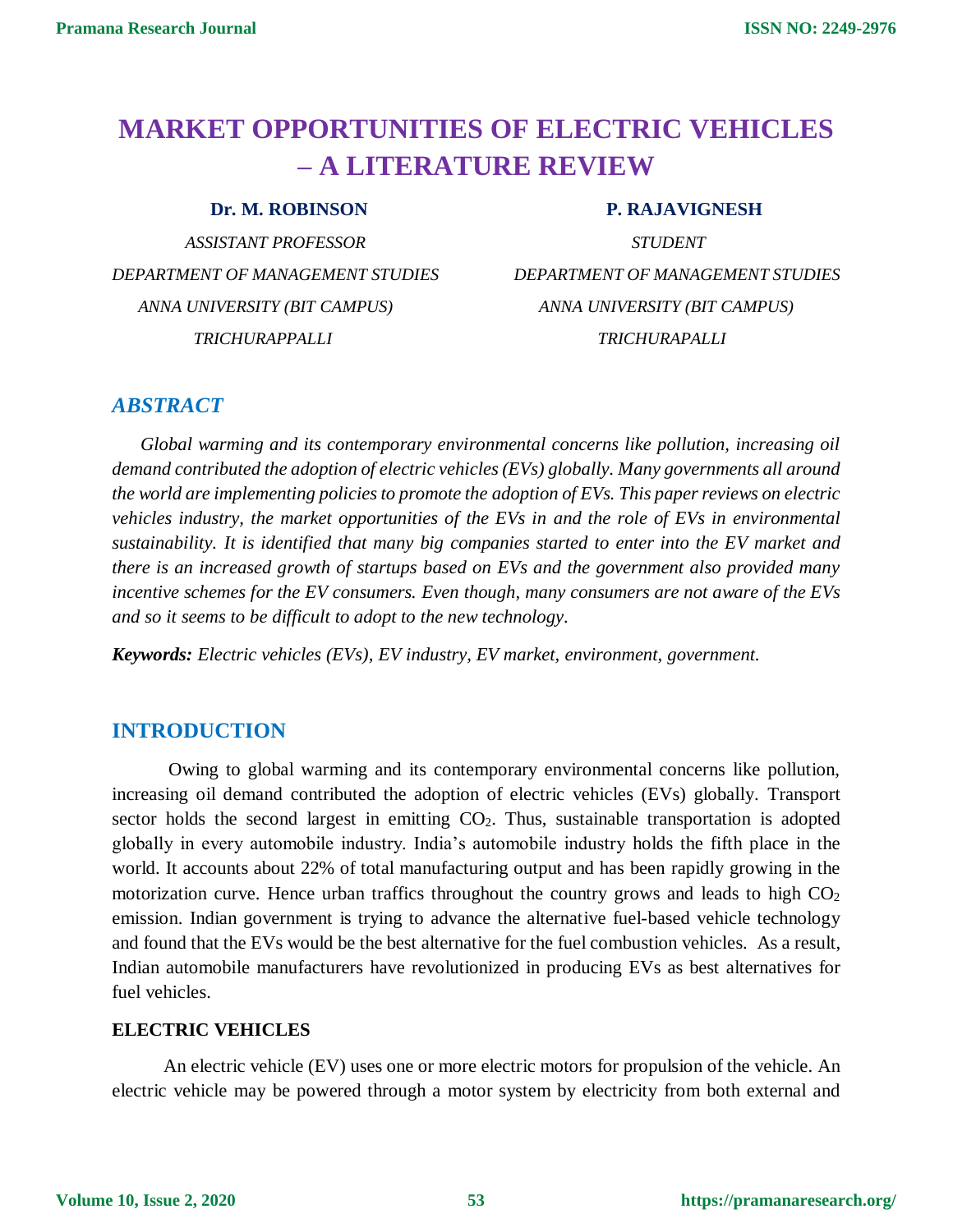# MARKET OPPORTUNITIES OF ELECTRIC VEHICLES – A LITERATURE REVIEW

**Dr. M. ROBINSON**

*ASSISTANT PROFESSOR*

*DEPARTMENT OF MANAGEMENT STUDIES*

*ANNA UNIVERSITY (BIT CAMPUS)*

*TRICHURAPPALLI*

**P. RAJAVIGNESH**

*STUDENT*

*DEPARTMENT OF MANAGEMENT STUDIES*

*ANNA UNIVERSITY (BIT CAMPUS)*

*TRICHURAPALLI*

## *ABSTRACT*

*Global warming and its contemporary environmental concerns like pollution, increasing oil demand contributed the adoption of electric vehicles (EVs) globally. Many governments all around the world are implementing policies to promote the adoption of EVs. This paper reviews on electric vehicles industry, the market opportunities of the EVs in and the role of EVs in environmental sustainability. It is identified that many big companies started to enter into the EV market and there is an increased growth of startups based on EVs and the government also provided many incentive schemes for the EV consumers. Even though, many consumers are not aware of the EVs and so it seems to be difficult to adopt to the new technology.*

***Keywords:*** *Electric vehicles (EVs), EV industry, EV market, environment, government.*

## INTRODUCTION

Owing to global warming and its contemporary environmental concerns like pollution, increasing oil demand contributed the adoption of electric vehicles (EVs) globally. Transport sector holds the second largest in emitting $CO_2$. Thus, sustainable transportation is adopted globally in every automobile industry. India's automobile industry holds the fifth place in the world. It accounts about 22% of total manufacturing output and has been rapidly growing in the motorization curve. Hence urban traffics throughout the country grows and leads to high $CO_2$ emission. Indian government is trying to advance the alternative fuel-based vehicle technology and found that the EVs would be the best alternative for the fuel combustion vehicles. As a result, Indian automobile manufacturers have revolutionized in producing EVs as best alternatives for fuel vehicles.

### ELECTRIC VEHICLES

An electric vehicle (EV) uses one or more electric motors for propulsion of the vehicle. An electric vehicle may be powered through a motor system by electricity from both external and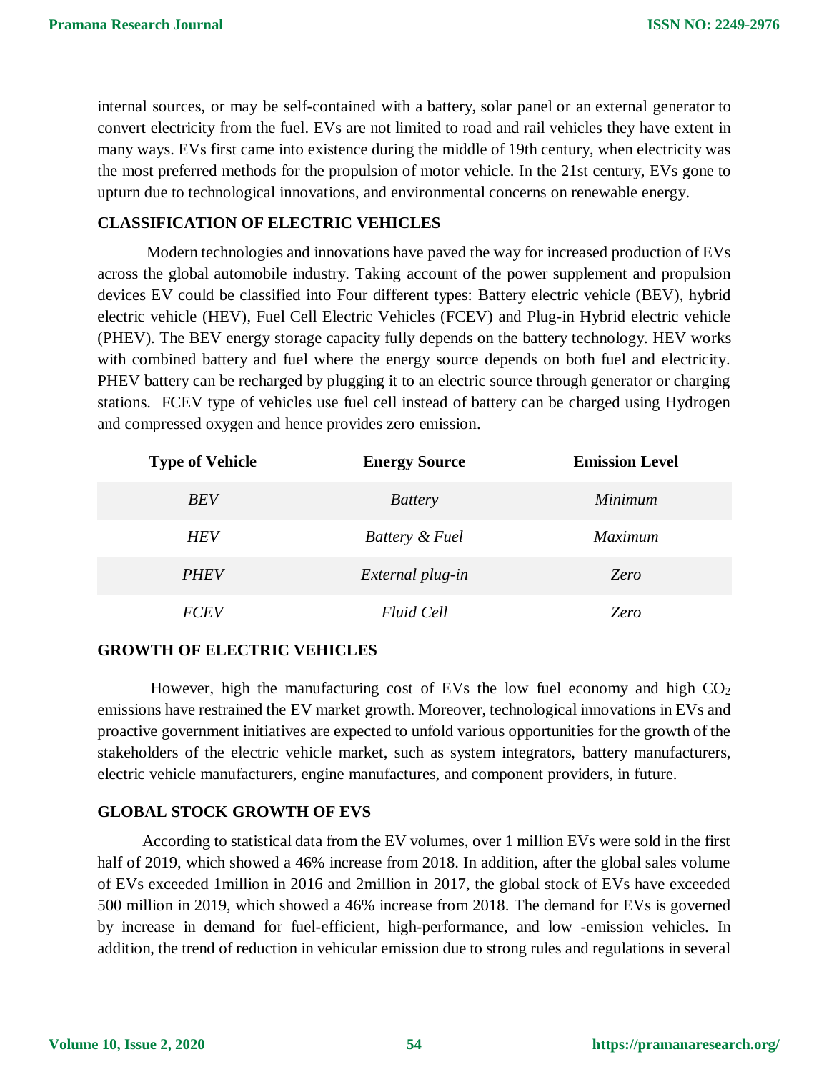internal sources, or may be self-contained with a battery, solar panel or an external generator to convert electricity from the fuel. EVs are not limited to road and rail vehicles they have extent in many ways. EVs first came into existence during the middle of 19th century, when electricity was the most preferred methods for the propulsion of motor vehicle. In the 21st century, EVs gone to upturn due to technological innovations, and environmental concerns on renewable energy.

## CLASSIFICATION OF ELECTRIC VEHICLES

Modern technologies and innovations have paved the way for increased production of EVs across the global automobile industry. Taking account of the power supplement and propulsion devices EV could be classified into Four different types: Battery electric vehicle (BEV), hybrid electric vehicle (HEV), Fuel Cell Electric Vehicles (FCEV) and Plug-in Hybrid electric vehicle (PHEV). The BEV energy storage capacity fully depends on the battery technology. HEV works with combined battery and fuel where the energy source depends on both fuel and electricity. PHEV battery can be recharged by plugging it to an electric source through generator or charging stations. FCEV type of vehicles use fuel cell instead of battery can be charged using Hydrogen and compressed oxygen and hence provides zero emission.

| Type of Vehicle | Energy Source | Emission Level |
|---|---|---|
| *BEV* | *Battery* | *Minimum* |
| *HEV* | *Battery & Fuel* | *Maximum* |
| *PHEV* | *External plug-in* | *Zero* |
| *FCEV* | *Fluid Cell* | *Zero* |

## GROWTH OF ELECTRIC VEHICLES

However, high the manufacturing cost of EVs the low fuel economy and high $CO_2$ emissions have restrained the EV market growth. Moreover, technological innovations in EVs and proactive government initiatives are expected to unfold various opportunities for the growth of the stakeholders of the electric vehicle market, such as system integrators, battery manufacturers, electric vehicle manufacturers, engine manufactures, and component providers, in future.

## GLOBAL STOCK GROWTH OF EVS

According to statistical data from the EV volumes, over 1 million EVs were sold in the first half of 2019, which showed a 46% increase from 2018. In addition, after the global sales volume of EVs exceeded 1million in 2016 and 2million in 2017, the global stock of EVs have exceeded 500 million in 2019, which showed a 46% increase from 2018. The demand for EVs is governed by increase in demand for fuel-efficient, high-performance, and low -emission vehicles. In addition, the trend of reduction in vehicular emission due to strong rules and regulations in several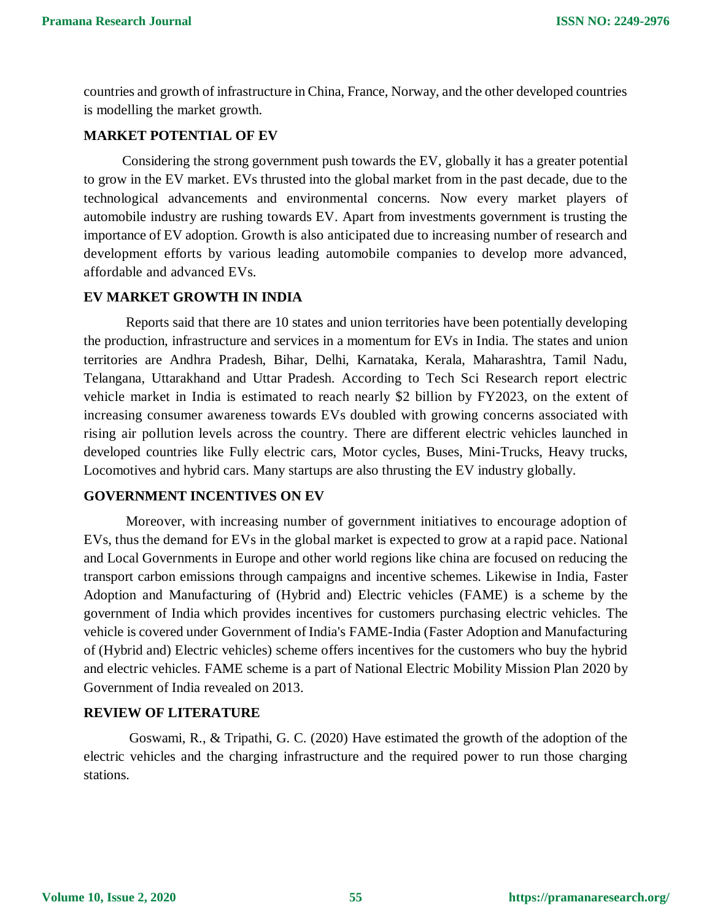countries and growth of infrastructure in China, France, Norway, and the other developed countries is modelling the market growth.

## MARKET POTENTIAL OF EV

Considering the strong government push towards the EV, globally it has a greater potential to grow in the EV market. EVs thrusted into the global market from in the past decade, due to the technological advancements and environmental concerns. Now every market players of automobile industry are rushing towards EV. Apart from investments government is trusting the importance of EV adoption. Growth is also anticipated due to increasing number of research and development efforts by various leading automobile companies to develop more advanced, affordable and advanced EVs.

## EV MARKET GROWTH IN INDIA

Reports said that there are 10 states and union territories have been potentially developing the production, infrastructure and services in a momentum for EVs in India. The states and union territories are Andhra Pradesh, Bihar, Delhi, Karnataka, Kerala, Maharashtra, Tamil Nadu, Telangana, Uttarakhand and Uttar Pradesh. According to Tech Sci Research report electric vehicle market in India is estimated to reach nearly $2 billion by FY2023, on the extent of increasing consumer awareness towards EVs doubled with growing concerns associated with rising air pollution levels across the country. There are different electric vehicles launched in developed countries like Fully electric cars, Motor cycles, Buses, Mini-Trucks, Heavy trucks, Locomotives and hybrid cars. Many startups are also thrusting the EV industry globally.

## GOVERNMENT INCENTIVES ON EV

Moreover, with increasing number of government initiatives to encourage adoption of EVs, thus the demand for EVs in the global market is expected to grow at a rapid pace. National and Local Governments in Europe and other world regions like china are focused on reducing the transport carbon emissions through campaigns and incentive schemes. Likewise in India, Faster Adoption and Manufacturing of (Hybrid and) Electric vehicles (FAME) is a scheme by the government of India which provides incentives for customers purchasing electric vehicles. The vehicle is covered under Government of India's FAME-India (Faster Adoption and Manufacturing of (Hybrid and) Electric vehicles) scheme offers incentives for the customers who buy the hybrid and electric vehicles. FAME scheme is a part of National Electric Mobility Mission Plan 2020 by Government of India revealed on 2013.

## REVIEW OF LITERATURE

Goswami, R., & Tripathi, G. C. (2020) Have estimated the growth of the adoption of the electric vehicles and the charging infrastructure and the required power to run those charging stations.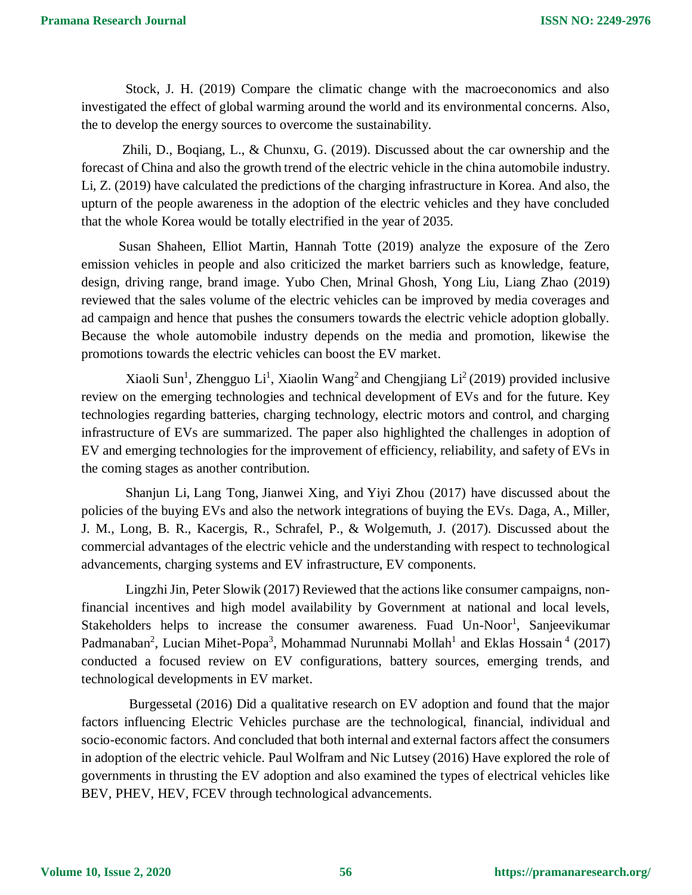Stock, J. H. (2019) Compare the climatic change with the macroeconomics and also investigated the effect of global warming around the world and its environmental concerns. Also, the to develop the energy sources to overcome the sustainability.

Zhili, D., Boqiang, L., & Chunxu, G. (2019). Discussed about the car ownership and the forecast of China and also the growth trend of the electric vehicle in the china automobile industry. Li, Z. (2019) have calculated the predictions of the charging infrastructure in Korea. And also, the upturn of the people awareness in the adoption of the electric vehicles and they have concluded that the whole Korea would be totally electrified in the year of 2035.

Susan Shaheen, Elliot Martin, Hannah Totte (2019) analyze the exposure of the Zero emission vehicles in people and also criticized the market barriers such as knowledge, feature, design, driving range, brand image. Yubo Chen, Mrinal Ghosh, Yong Liu, Liang Zhao (2019) reviewed that the sales volume of the electric vehicles can be improved by media coverages and ad campaign and hence that pushes the consumers towards the electric vehicle adoption globally. Because the whole automobile industry depends on the media and promotion, likewise the promotions towards the electric vehicles can boost the EV market.

Xiaoli Sun[1], Zhengguo Li[1], Xiaolin Wang[2] and Chengjiang Li[2] (2019) provided inclusive review on the emerging technologies and technical development of EVs and for the future. Key technologies regarding batteries, charging technology, electric motors and control, and charging infrastructure of EVs are summarized. The paper also highlighted the challenges in adoption of EV and emerging technologies for the improvement of efficiency, reliability, and safety of EVs in the coming stages as another contribution.

Shanjun Li, Lang Tong, Jianwei Xing, and Yiyi Zhou (2017) have discussed about the policies of the buying EVs and also the network integrations of buying the EVs. Daga, A., Miller, J. M., Long, B. R., Kacergis, R., Schrafel, P., & Wolgemuth, J. (2017). Discussed about the commercial advantages of the electric vehicle and the understanding with respect to technological advancements, charging systems and EV infrastructure, EV components.

Lingzhi Jin, Peter Slowik (2017) Reviewed that the actions like consumer campaigns, non-financial incentives and high model availability by Government at national and local levels, Stakeholders helps to increase the consumer awareness. Fuad Un-Noor[1], Sanjeevikumar Padmanaban[2], Lucian Mihet-Popa[3], Mohammad Nurunnabi Mollah[1] and Eklas Hossain [4] (2017) conducted a focused review on EV configurations, battery sources, emerging trends, and technological developments in EV market.

Burgessetal (2016) Did a qualitative research on EV adoption and found that the major factors influencing Electric Vehicles purchase are the technological, financial, individual and socio-economic factors. And concluded that both internal and external factors affect the consumers in adoption of the electric vehicle. Paul Wolfram and Nic Lutsey (2016) Have explored the role of governments in thrusting the EV adoption and also examined the types of electrical vehicles like BEV, PHEV, HEV, FCEV through technological advancements.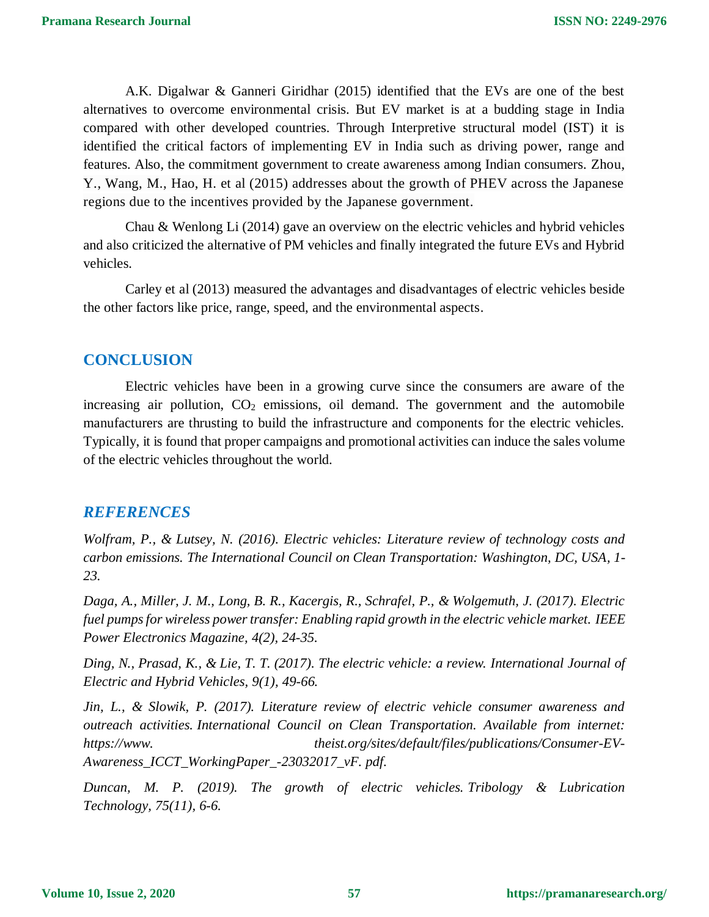A.K. Digalwar & Ganneri Giridhar (2015) identified that the EVs are one of the best alternatives to overcome environmental crisis. But EV market is at a budding stage in India compared with other developed countries. Through Interpretive structural model (IST) it is identified the critical factors of implementing EV in India such as driving power, range and features. Also, the commitment government to create awareness among Indian consumers. Zhou, Y., Wang, M., Hao, H. et al (2015) addresses about the growth of PHEV across the Japanese regions due to the incentives provided by the Japanese government.

Chau & Wenlong Li (2014) gave an overview on the electric vehicles and hybrid vehicles and also criticized the alternative of PM vehicles and finally integrated the future EVs and Hybrid vehicles.

Carley et al (2013) measured the advantages and disadvantages of electric vehicles beside the other factors like price, range, speed, and the environmental aspects.

## CONCLUSION

Electric vehicles have been in a growing curve since the consumers are aware of the increasing air pollution, $CO_2$ emissions, oil demand. The government and the automobile manufacturers are thrusting to build the infrastructure and components for the electric vehicles. Typically, it is found that proper campaigns and promotional activities can induce the sales volume of the electric vehicles throughout the world.

## *REFERENCES*

*Wolfram, P., & Lutsey, N. (2016). Electric vehicles: Literature review of technology costs and carbon emissions. The International Council on Clean Transportation: Washington, DC, USA, 1-23.*

*Daga, A., Miller, J. M., Long, B. R., Kacergis, R., Schrafel, P., & Wolgemuth, J. (2017). Electric fuel pumps for wireless power transfer: Enabling rapid growth in the electric vehicle market. IEEE Power Electronics Magazine, 4(2), 24-35.*

*Ding, N., Prasad, K., & Lie, T. T. (2017). The electric vehicle: a review. International Journal of Electric and Hybrid Vehicles, 9(1), 49-66.*

*Jin, L., & Slowik, P. (2017). Literature review of electric vehicle consumer awareness and outreach activities. International Council on Clean Transportation. Available from internet: https://www. theist.org/sites/default/files/publications/Consumer-EV-Awareness_ICCT_WorkingPaper_-23032017_vF. pdf.*

*Duncan, M. P. (2019). The growth of electric vehicles. Tribology & Lubrication Technology, 75(11), 6-6.*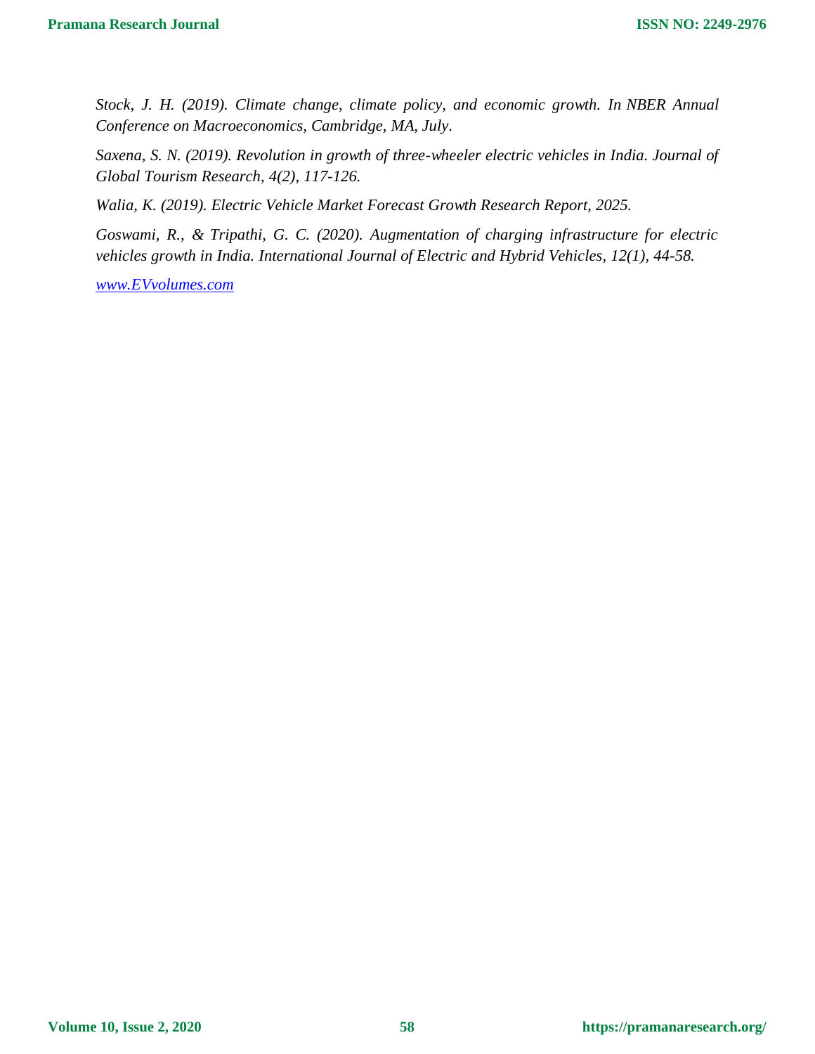*Stock, J. H. (2019). Climate change, climate policy, and economic growth. In NBER Annual Conference on Macroeconomics, Cambridge, MA, July.*

*Saxena, S. N. (2019). Revolution in growth of three-wheeler electric vehicles in India. Journal of Global Tourism Research, 4(2), 117-126.*

*Walia, K. (2019). Electric Vehicle Market Forecast Growth Research Report, 2025.*

*Goswami, R., & Tripathi, G. C. (2020). Augmentation of charging infrastructure for electric vehicles growth in India. International Journal of Electric and Hybrid Vehicles, 12(1), 44-58.*

*www.EVvolumes.com*